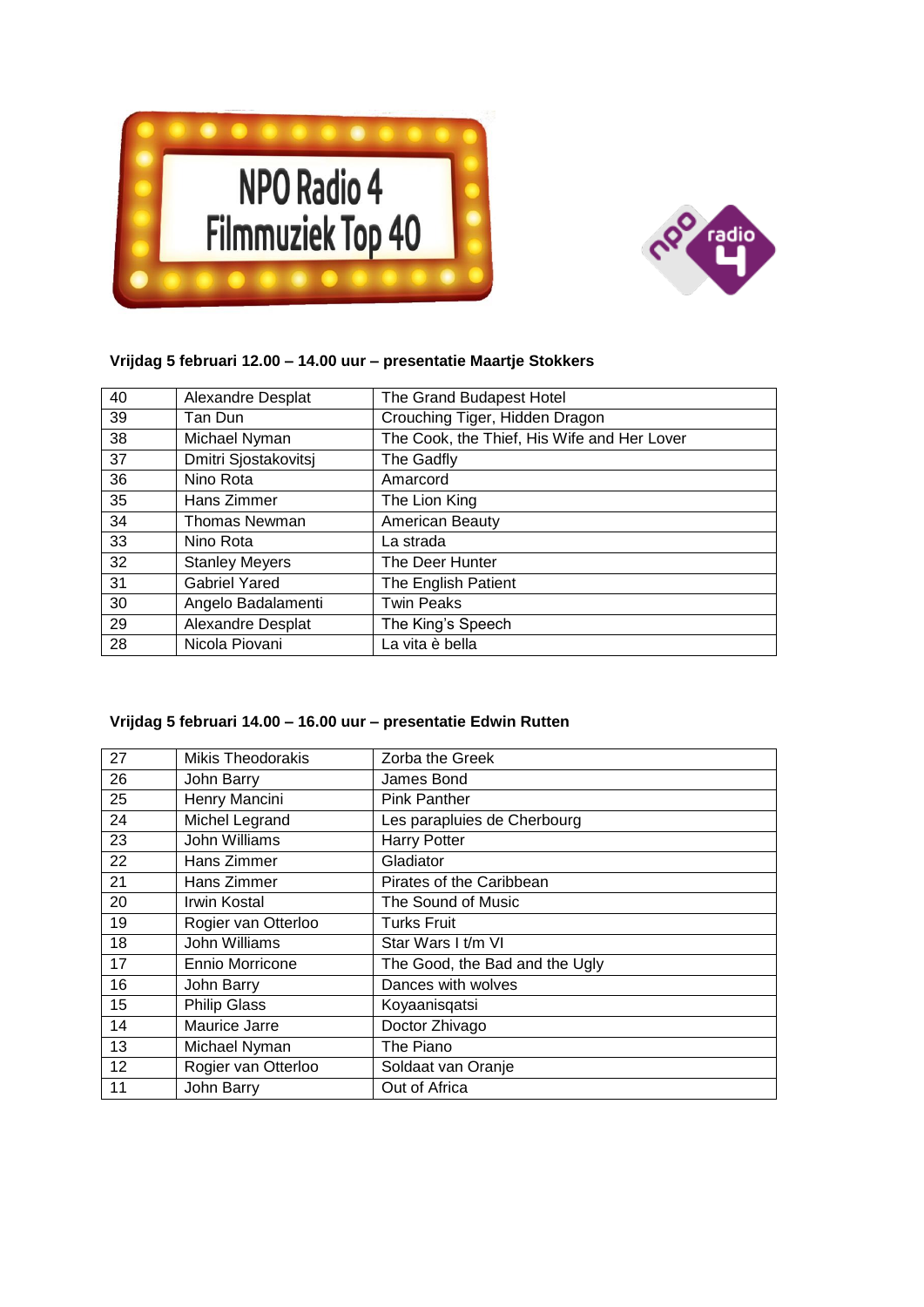# NPO Radio 4 Filmmuziek Top 40

**Vrijdag 5 februari 12.00 – 14.00 uur – presentatie Maartje Stokkers**

| | | |
|---|---|---|
| 40 | Alexandre Desplat | The Grand Budapest Hotel |
| 39 | Tan Dun | Crouching Tiger, Hidden Dragon |
| 38 | Michael Nyman | The Cook, the Thief, His Wife and Her Lover |
| 37 | Dmitri Sjostakovitsj | The Gadfly |
| 36 | Nino Rota | Amarcord |
| 35 | Hans Zimmer | The Lion King |
| 34 | Thomas Newman | American Beauty |
| 33 | Nino Rota | La strada |
| 32 | Stanley Meyers | The Deer Hunter |
| 31 | Gabriel Yared | The English Patient |
| 30 | Angelo Badalamenti | Twin Peaks |
| 29 | Alexandre Desplat | The King's Speech |
| 28 | Nicola Piovani | La vita è bella |

**Vrijdag 5 februari 14.00 – 16.00 uur – presentatie Edwin Rutten**

| | | |
|---|---|---|
| 27 | Mikis Theodorakis | Zorba the Greek |
| 26 | John Barry | James Bond |
| 25 | Henry Mancini | Pink Panther |
| 24 | Michel Legrand | Les parapluies de Cherbourg |
| 23 | John Williams | Harry Potter |
| 22 | Hans Zimmer | Gladiator |
| 21 | Hans Zimmer | Pirates of the Caribbean |
| 20 | Irwin Kostal | The Sound of Music |
| 19 | Rogier van Otterloo | Turks Fruit |
| 18 | John Williams | Star Wars I t/m VI |
| 17 | Ennio Morricone | The Good, the Bad and the Ugly |
| 16 | John Barry | Dances with wolves |
| 15 | Philip Glass | Koyaanisqatsi |
| 14 | Maurice Jarre | Doctor Zhivago |
| 13 | Michael Nyman | The Piano |
| 12 | Rogier van Otterloo | Soldaat van Oranje |
| 11 | John Barry | Out of Africa |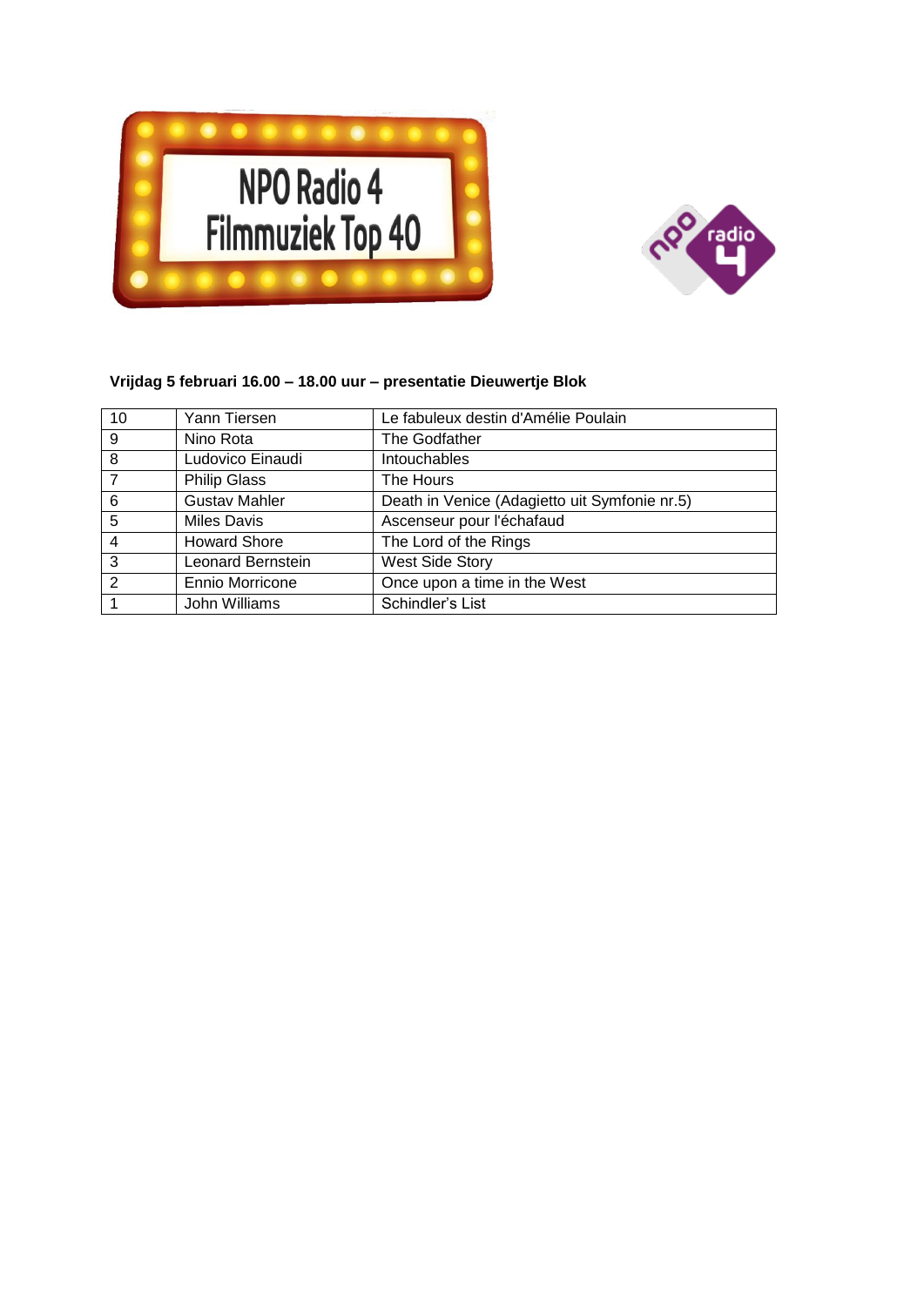NPO Radio 4 Filmmuziek Top 40

**Vrijdag 5 februari 16.00 – 18.00 uur – presentatie Dieuwertje Blok**

| | | |
|---|---|---|
| 10 | Yann Tiersen | Le fabuleux destin d'Amélie Poulain |
| 9 | Nino Rota | The Godfather |
| 8 | Ludovico Einaudi | Intouchables |
| 7 | Philip Glass | The Hours |
| 6 | Gustav Mahler | Death in Venice (Adagietto uit Symfonie nr.5) |
| 5 | Miles Davis | Ascenseur pour l'échafaud |
| 4 | Howard Shore | The Lord of the Rings |
| 3 | Leonard Bernstein | West Side Story |
| 2 | Ennio Morricone | Once upon a time in the West |
| 1 | John Williams | Schindler's List |